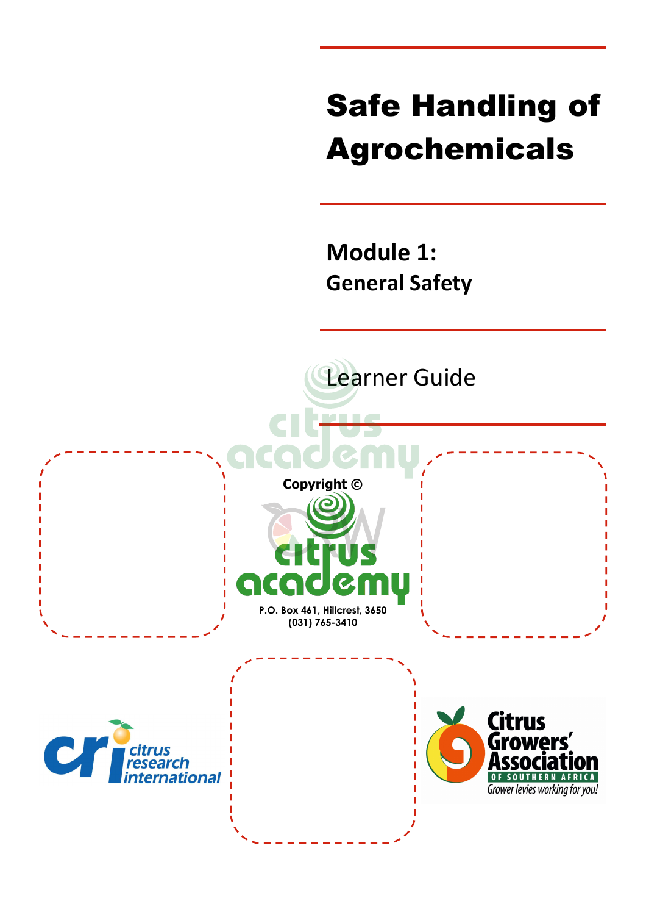# Safe Handling of Agrochemicals

## Module 1:
## General Safety

Learner Guide

**Copyright ©**

**P.O. Box 461, Hillcrest, 3650**
**(031) 765-3410**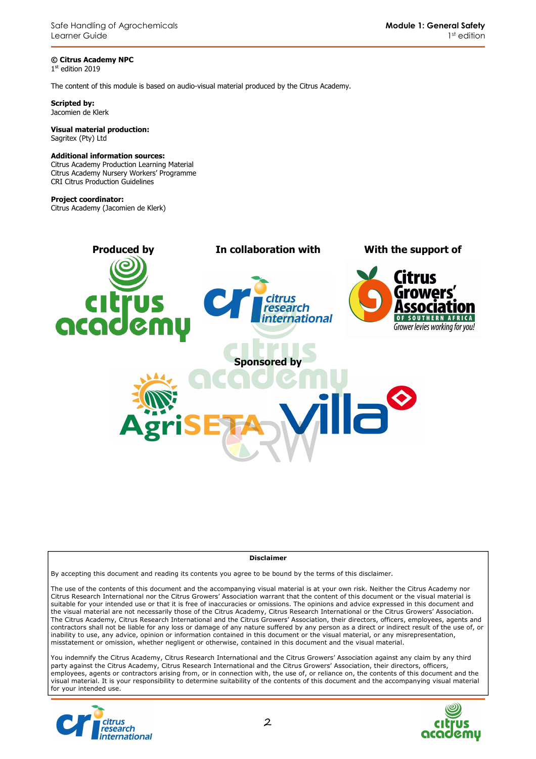**© Citrus Academy NPC**
1st edition 2019

The content of this module is based on audio-visual material produced by the Citrus Academy.

**Scripted by:**
Jacomien de Klerk

**Visual material production:**
Sagritex (Pty) Ltd

**Additional information sources:**
Citrus Academy Production Learning Material
Citrus Academy Nursery Workers' Programme
CRI Citrus Production Guidelines

**Project coordinator:**
Citrus Academy (Jacomien de Klerk)

**Produced by** | **In collaboration with** | **With the support of**

**Sponsored by**

**Disclaimer**

By accepting this document and reading its contents you agree to be bound by the terms of this disclaimer.

The use of the contents of this document and the accompanying visual material is at your own risk. Neither the Citrus Academy nor Citrus Research International nor the Citrus Growers' Association warrant that the content of this document or the visual material is suitable for your intended use or that it is free of inaccuracies or omissions. The opinions and advice expressed in this document and the visual material are not necessarily those of the Citrus Academy, Citrus Research International or the Citrus Growers' Association. The Citrus Academy, Citrus Research International and the Citrus Growers' Association, their directors, officers, employees, agents and contractors shall not be liable for any loss or damage of any nature suffered by any person as a direct or indirect result of the use of, or inability to use, any advice, opinion or information contained in this document or the visual material, or any misrepresentation, misstatement or omission, whether negligent or otherwise, contained in this document and the visual material.

You indemnify the Citrus Academy, Citrus Research International and the Citrus Growers' Association against any claim by any third party against the Citrus Academy, Citrus Research International and the Citrus Growers' Association, their directors, officers, employees, agents or contractors arising from, or in connection with, the use of, or reliance on, the contents of this document and the visual material. It is your responsibility to determine suitability of the contents of this document and the accompanying visual material for your intended use.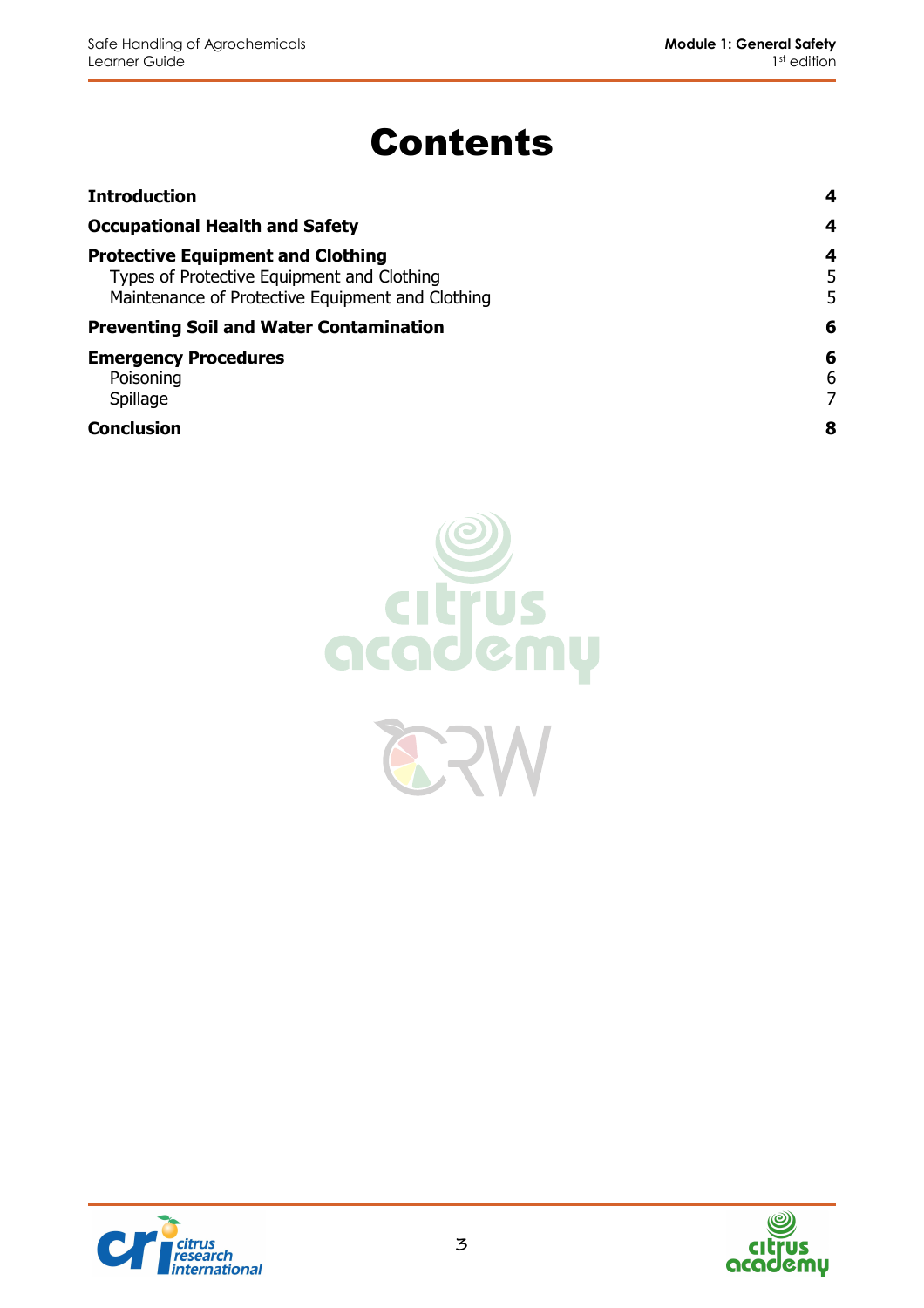# Contents

| | |
|---|---|
| **Introduction** | **4** |
| **Occupational Health and Safety** | **4** |
| **Protective Equipment and Clothing** | **4** |
| Types of Protective Equipment and Clothing | 5 |
| Maintenance of Protective Equipment and Clothing | 5 |
| **Preventing Soil and Water Contamination** | **6** |
| **Emergency Procedures** | **6** |
| Poisoning | 6 |
| Spillage | 7 |
| **Conclusion** | **8** |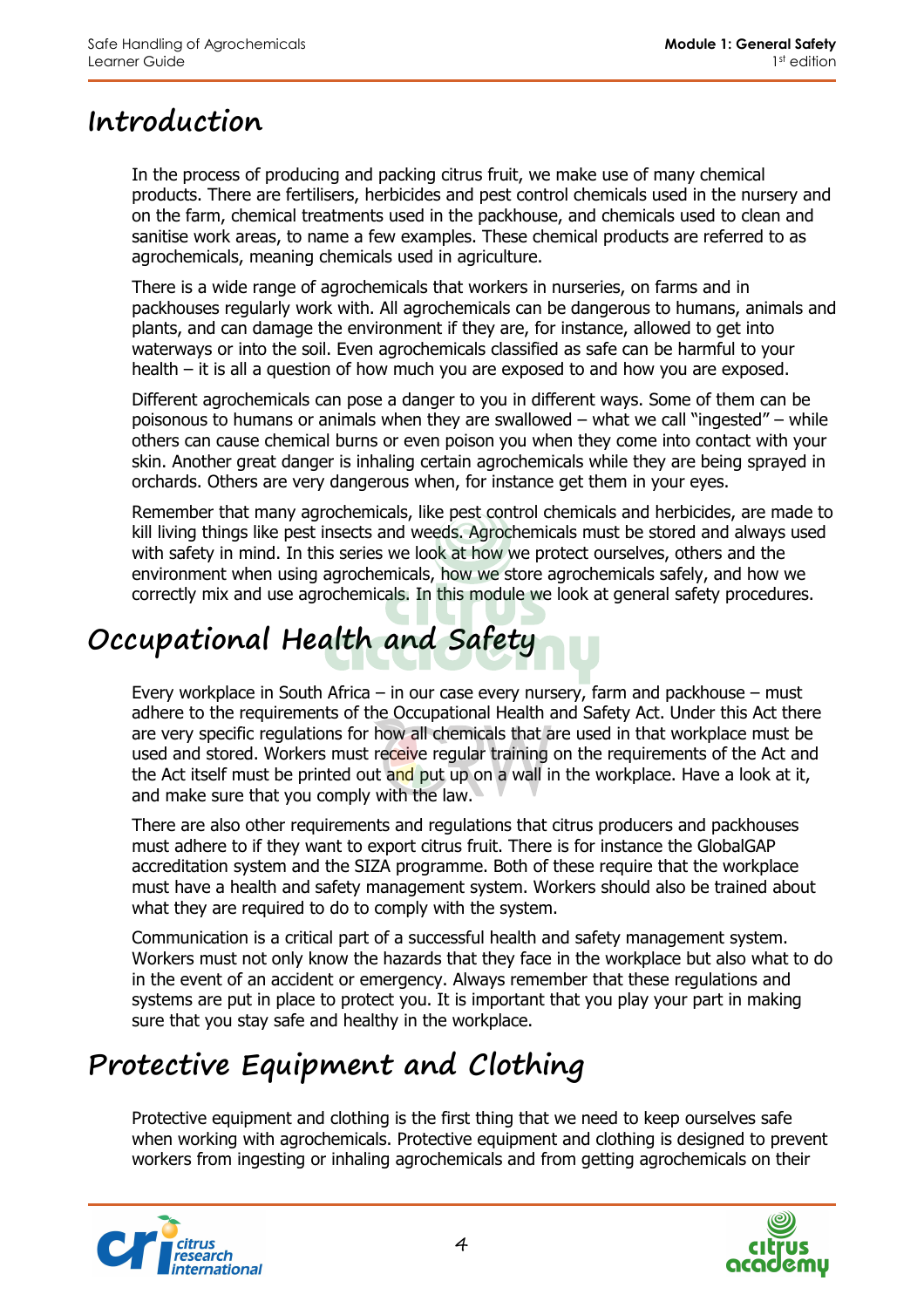# Introduction

In the process of producing and packing citrus fruit, we make use of many chemical products. There are fertilisers, herbicides and pest control chemicals used in the nursery and on the farm, chemical treatments used in the packhouse, and chemicals used to clean and sanitise work areas, to name a few examples. These chemical products are referred to as agrochemicals, meaning chemicals used in agriculture.

There is a wide range of agrochemicals that workers in nurseries, on farms and in packhouses regularly work with. All agrochemicals can be dangerous to humans, animals and plants, and can damage the environment if they are, for instance, allowed to get into waterways or into the soil. Even agrochemicals classified as safe can be harmful to your health – it is all a question of how much you are exposed to and how you are exposed.

Different agrochemicals can pose a danger to you in different ways. Some of them can be poisonous to humans or animals when they are swallowed – what we call "ingested" – while others can cause chemical burns or even poison you when they come into contact with your skin. Another great danger is inhaling certain agrochemicals while they are being sprayed in orchards. Others are very dangerous when, for instance get them in your eyes.

Remember that many agrochemicals, like pest control chemicals and herbicides, are made to kill living things like pest insects and weeds. Agrochemicals must be stored and always used with safety in mind. In this series we look at how we protect ourselves, others and the environment when using agrochemicals, how we store agrochemicals safely, and how we correctly mix and use agrochemicals. In this module we look at general safety procedures.

# Occupational Health and Safety

Every workplace in South Africa – in our case every nursery, farm and packhouse – must adhere to the requirements of the Occupational Health and Safety Act. Under this Act there are very specific regulations for how all chemicals that are used in that workplace must be used and stored. Workers must receive regular training on the requirements of the Act and the Act itself must be printed out and put up on a wall in the workplace. Have a look at it, and make sure that you comply with the law.

There are also other requirements and regulations that citrus producers and packhouses must adhere to if they want to export citrus fruit. There is for instance the GlobalGAP accreditation system and the SIZA programme. Both of these require that the workplace must have a health and safety management system. Workers should also be trained about what they are required to do to comply with the system.

Communication is a critical part of a successful health and safety management system. Workers must not only know the hazards that they face in the workplace but also what to do in the event of an accident or emergency. Always remember that these regulations and systems are put in place to protect you. It is important that you play your part in making sure that you stay safe and healthy in the workplace.

# Protective Equipment and Clothing

Protective equipment and clothing is the first thing that we need to keep ourselves safe when working with agrochemicals. Protective equipment and clothing is designed to prevent workers from ingesting or inhaling agrochemicals and from getting agrochemicals on their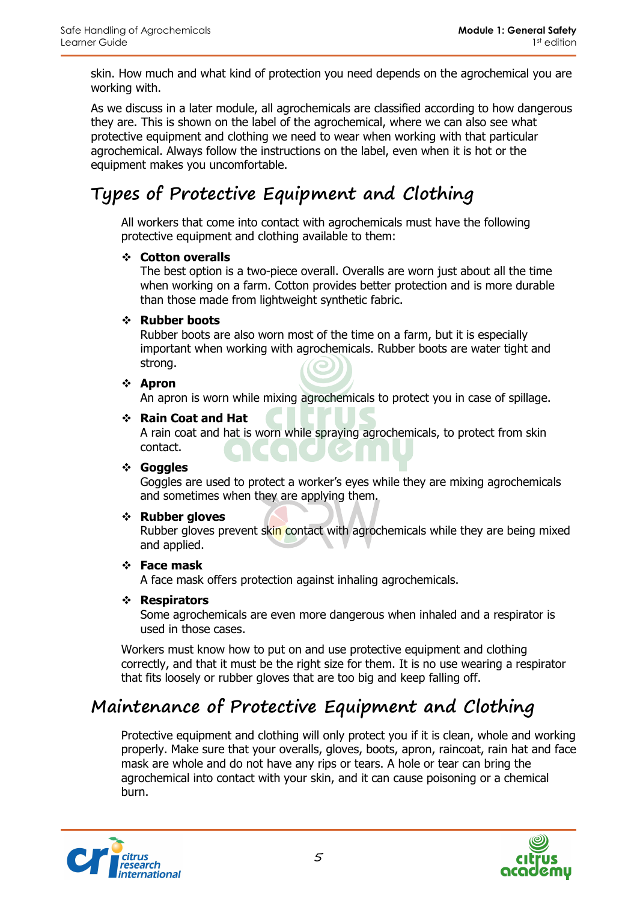skin. How much and what kind of protection you need depends on the agrochemical you are working with.

As we discuss in a later module, all agrochemicals are classified according to how dangerous they are. This is shown on the label of the agrochemical, where we can also see what protective equipment and clothing we need to wear when working with that particular agrochemical. Always follow the instructions on the label, even when it is hot or the equipment makes you uncomfortable.

## Types of Protective Equipment and Clothing

All workers that come into contact with agrochemicals must have the following protective equipment and clothing available to them:

- **Cotton overalls**
  The best option is a two-piece overall. Overalls are worn just about all the time when working on a farm. Cotton provides better protection and is more durable than those made from lightweight synthetic fabric.
- **Rubber boots**
  Rubber boots are also worn most of the time on a farm, but it is especially important when working with agrochemicals. Rubber boots are water tight and strong.
- **Apron**
  An apron is worn while mixing agrochemicals to protect you in case of spillage.
- **Rain Coat and Hat**
  A rain coat and hat is worn while spraying agrochemicals, to protect from skin contact.
- **Goggles**
  Goggles are used to protect a worker's eyes while they are mixing agrochemicals and sometimes when they are applying them.
- **Rubber gloves**
  Rubber gloves prevent skin contact with agrochemicals while they are being mixed and applied.
- **Face mask**
  A face mask offers protection against inhaling agrochemicals.
- **Respirators**
  Some agrochemicals are even more dangerous when inhaled and a respirator is used in those cases.

Workers must know how to put on and use protective equipment and clothing correctly, and that it must be the right size for them. It is no use wearing a respirator that fits loosely or rubber gloves that are too big and keep falling off.

## Maintenance of Protective Equipment and Clothing

Protective equipment and clothing will only protect you if it is clean, whole and working properly. Make sure that your overalls, gloves, boots, apron, raincoat, rain hat and face mask are whole and do not have any rips or tears. A hole or tear can bring the agrochemical into contact with your skin, and it can cause poisoning or a chemical burn.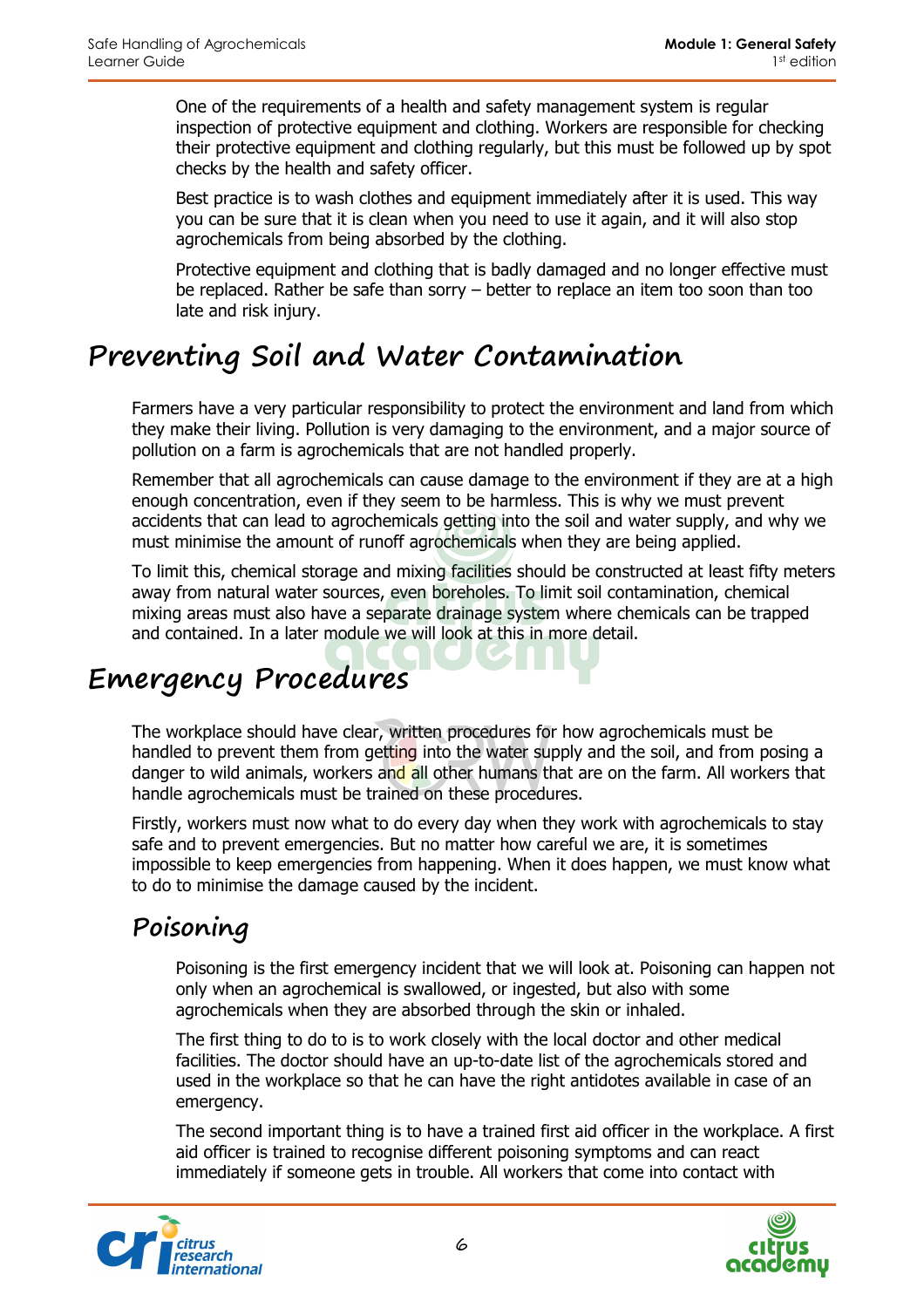One of the requirements of a health and safety management system is regular inspection of protective equipment and clothing. Workers are responsible for checking their protective equipment and clothing regularly, but this must be followed up by spot checks by the health and safety officer.

Best practice is to wash clothes and equipment immediately after it is used. This way you can be sure that it is clean when you need to use it again, and it will also stop agrochemicals from being absorbed by the clothing.

Protective equipment and clothing that is badly damaged and no longer effective must be replaced. Rather be safe than sorry – better to replace an item too soon than too late and risk injury.

# Preventing Soil and Water Contamination

Farmers have a very particular responsibility to protect the environment and land from which they make their living. Pollution is very damaging to the environment, and a major source of pollution on a farm is agrochemicals that are not handled properly.

Remember that all agrochemicals can cause damage to the environment if they are at a high enough concentration, even if they seem to be harmless. This is why we must prevent accidents that can lead to agrochemicals getting into the soil and water supply, and why we must minimise the amount of runoff agrochemicals when they are being applied.

To limit this, chemical storage and mixing facilities should be constructed at least fifty meters away from natural water sources, even boreholes. To limit soil contamination, chemical mixing areas must also have a separate drainage system where chemicals can be trapped and contained. In a later module we will look at this in more detail.

# Emergency Procedures

The workplace should have clear, written procedures for how agrochemicals must be handled to prevent them from getting into the water supply and the soil, and from posing a danger to wild animals, workers and all other humans that are on the farm. All workers that handle agrochemicals must be trained on these procedures.

Firstly, workers must now what to do every day when they work with agrochemicals to stay safe and to prevent emergencies. But no matter how careful we are, it is sometimes impossible to keep emergencies from happening. When it does happen, we must know what to do to minimise the damage caused by the incident.

## Poisoning

Poisoning is the first emergency incident that we will look at. Poisoning can happen not only when an agrochemical is swallowed, or ingested, but also with some agrochemicals when they are absorbed through the skin or inhaled.

The first thing to do to is to work closely with the local doctor and other medical facilities. The doctor should have an up-to-date list of the agrochemicals stored and used in the workplace so that he can have the right antidotes available in case of an emergency.

The second important thing is to have a trained first aid officer in the workplace. A first aid officer is trained to recognise different poisoning symptoms and can react immediately if someone gets in trouble. All workers that come into contact with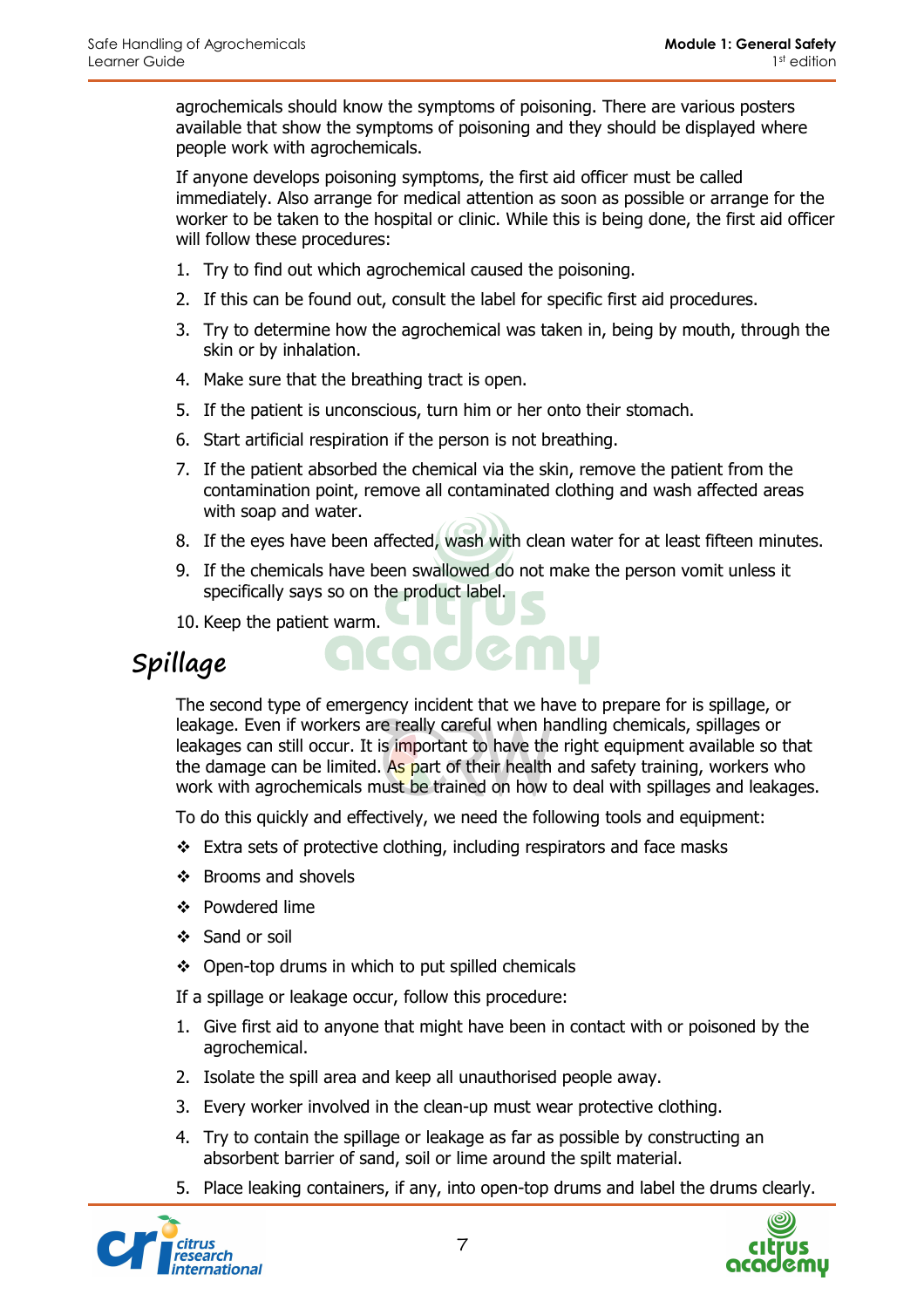agrochemicals should know the symptoms of poisoning. There are various posters available that show the symptoms of poisoning and they should be displayed where people work with agrochemicals.

If anyone develops poisoning symptoms, the first aid officer must be called immediately. Also arrange for medical attention as soon as possible or arrange for the worker to be taken to the hospital or clinic. While this is being done, the first aid officer will follow these procedures:

1. Try to find out which agrochemical caused the poisoning.
2. If this can be found out, consult the label for specific first aid procedures.
3. Try to determine how the agrochemical was taken in, being by mouth, through the skin or by inhalation.
4. Make sure that the breathing tract is open.
5. If the patient is unconscious, turn him or her onto their stomach.
6. Start artificial respiration if the person is not breathing.
7. If the patient absorbed the chemical via the skin, remove the patient from the contamination point, remove all contaminated clothing and wash affected areas with soap and water.
8. If the eyes have been affected, wash with clean water for at least fifteen minutes.
9. If the chemicals have been swallowed do not make the person vomit unless it specifically says so on the product label.
10. Keep the patient warm.

## Spillage

The second type of emergency incident that we have to prepare for is spillage, or leakage. Even if workers are really careful when handling chemicals, spillages or leakages can still occur. It is important to have the right equipment available so that the damage can be limited. As part of their health and safety training, workers who work with agrochemicals must be trained on how to deal with spillages and leakages.

To do this quickly and effectively, we need the following tools and equipment:

- Extra sets of protective clothing, including respirators and face masks
- Brooms and shovels
- Powdered lime
- Sand or soil
- Open-top drums in which to put spilled chemicals

If a spillage or leakage occur, follow this procedure:

1. Give first aid to anyone that might have been in contact with or poisoned by the agrochemical.
2. Isolate the spill area and keep all unauthorised people away.
3. Every worker involved in the clean-up must wear protective clothing.
4. Try to contain the spillage or leakage as far as possible by constructing an absorbent barrier of sand, soil or lime around the spilt material.
5. Place leaking containers, if any, into open-top drums and label the drums clearly.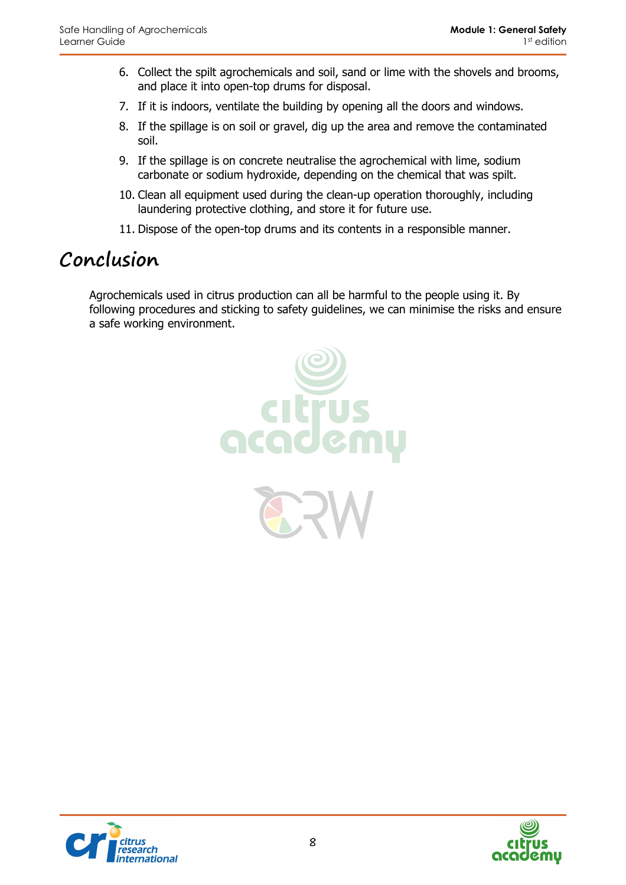6. Collect the spilt agrochemicals and soil, sand or lime with the shovels and brooms, and place it into open-top drums for disposal.
7. If it is indoors, ventilate the building by opening all the doors and windows.
8. If the spillage is on soil or gravel, dig up the area and remove the contaminated soil.
9. If the spillage is on concrete neutralise the agrochemical with lime, sodium carbonate or sodium hydroxide, depending on the chemical that was spilt.
10. Clean all equipment used during the clean-up operation thoroughly, including laundering protective clothing, and store it for future use.
11. Dispose of the open-top drums and its contents in a responsible manner.

# Conclusion

Agrochemicals used in citrus production can all be harmful to the people using it. By following procedures and sticking to safety guidelines, we can minimise the risks and ensure a safe working environment.